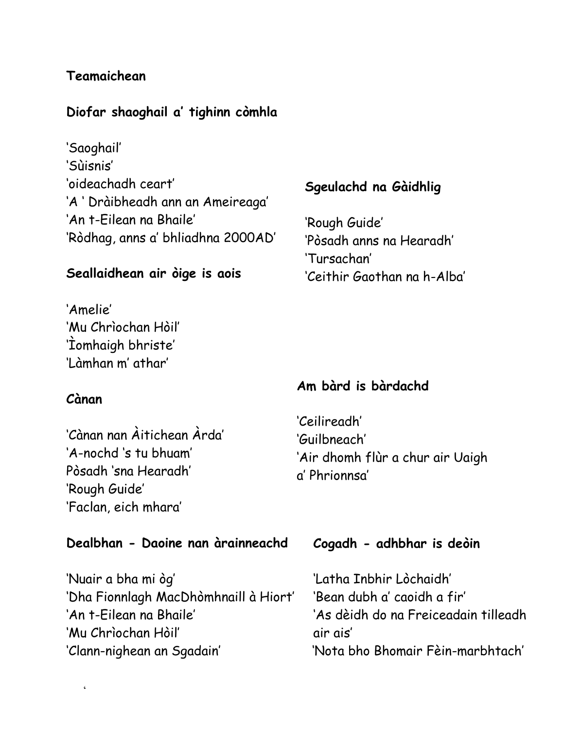## Teamaichean

### Diofar shaoghail a' tighinn còmhla

'Saoghail'
'Sùisnis'
'oideachadh ceart'
'A ' Dràibheadh ann an Ameireaga'
'An t-Eilean na Bhaile'
'Ròdhag, anns a' bhliadhna 2000AD'

### Sgeulachd na Gàidhlig

'Rough Guide'
'Pòsadh anns na Hearadh'
'Tursachan'
'Ceithir Gaothan na h-Alba'

### Seallaidhean air òige is aois

'Amelie'
'Mu Chrìochan Hòil'
'Ìomhaigh bhriste'
'Làmhan m' athar'

### Am bàrd is bàrdachd

'Ceilireadh'
'Guilbneach'
'Air dhomh flùr a chur air Uaigh a' Phrionnsa'

### Cànan

'Cànan nan Àitichean Àrda'
'A-nochd 's tu bhuam'
Pòsadh 'sna Hearadh'
'Rough Guide'
'Faclan, eich mhara'

### Dealbhan - Daoine nan àrainneachd

'Nuair a bha mi òg'
'Dha Fionnlagh MacDhòmhnaill à Hiort'
'An t-Eilean na Bhaile'
'Mu Chrìochan Hòil'
'Clann-nighean an Sgadain'

### Cogadh - adhbhar is deòin

'Latha Inbhir Lòchaidh'
'Bean dubh a' caoidh a fir'
'As dèidh do na Freiceadain tilleadh air ais'
'Nota bho Bhomair Fèin-marbhtach'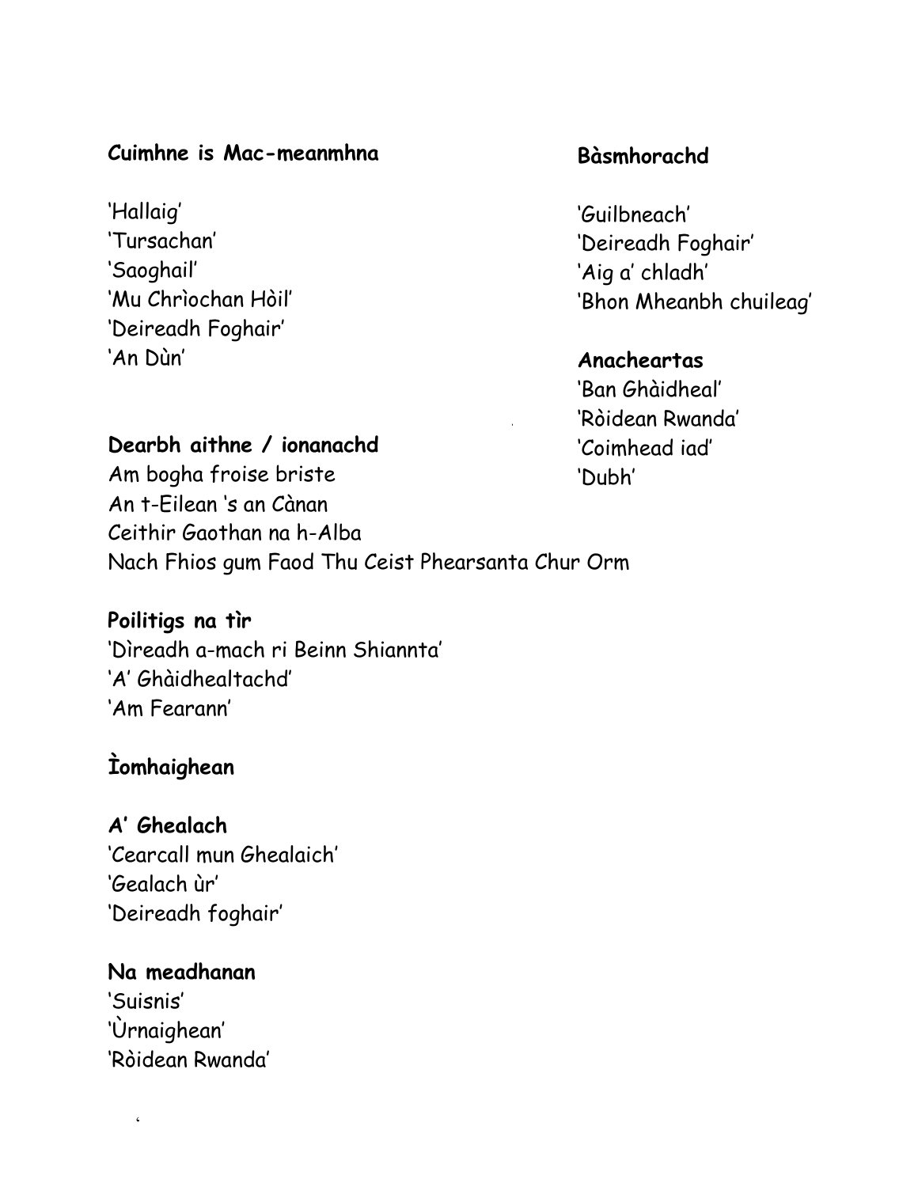**Cuimhne is Mac-meanmhna**

'Hallaig'
'Tursachan'
'Saoghail'
'Mu Chrìochan Hòil'
'Deireadh Foghair'
'An Dùn'

**Bàsmhorachd**

'Guilbneach'
'Deireadh Foghair'
'Aig a' chladh'
'Bhon Mheanbh chuileag'

**Anacheartas**

'Ban Ghàidheal'
'Ròidean Rwanda'
'Coimhead iad'
'Dubh'

**Dearbh aithne / ionanachd**

Am bogha froise briste
An t-Eilean 's an Cànan
Ceithir Gaothan na h-Alba
Nach Fhios gum Faod Thu Ceist Phearsanta Chur Orm

**Poilitigs na tìr**

'Dìreadh a-mach ri Beinn Shiannta'
'A' Ghàidhealtachd'
'Am Fearann'

**Ìomhaighean**

**A' Ghealach**

'Cearcall mun Ghealaich'
'Gealach ùr'
'Deireadh foghair'

**Na meadhanan**

'Suisnis'
'Ùrnaighean'
'Ròidean Rwanda'